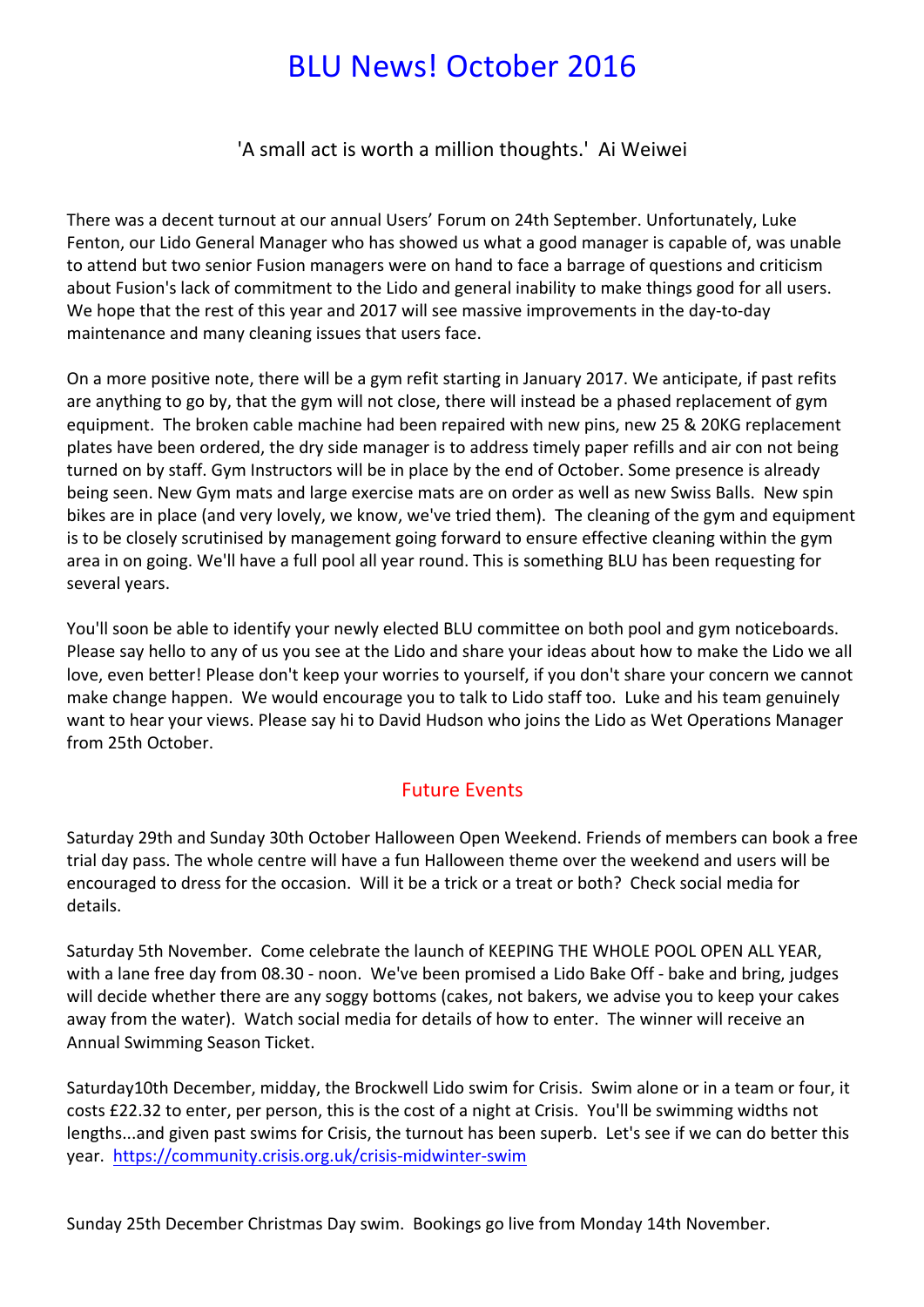# BLU News! October 2016

'A small act is worth a million thoughts.' Ai Weiwei

There was a decent turnout at our annual Users' Forum on 24th September. Unfortunately, Luke Fenton, our Lido General Manager who has showed us what a good manager is capable of, was unable to attend but two senior Fusion managers were on hand to face a barrage of questions and criticism about Fusion's lack of commitment to the Lido and general inability to make things good for all users. We hope that the rest of this year and 2017 will see massive improvements in the day-to-day maintenance and many cleaning issues that users face.

On a more positive note, there will be a gym refit starting in January 2017. We anticipate, if past refits are anything to go by, that the gym will not close, there will instead be a phased replacement of gym equipment. The broken cable machine had been repaired with new pins, new 25 & 20KG replacement plates have been ordered, the dry side manager is to address timely paper refills and air con not being turned on by staff. Gym Instructors will be in place by the end of October. Some presence is already being seen. New Gym mats and large exercise mats are on order as well as new Swiss Balls. New spin bikes are in place (and very lovely, we know, we've tried them). The cleaning of the gym and equipment is to be closely scrutinised by management going forward to ensure effective cleaning within the gym area in on going. We'll have a full pool all year round. This is something BLU has been requesting for several years.

You'll soon be able to identify your newly elected BLU committee on both pool and gym noticeboards. Please say hello to any of us you see at the Lido and share your ideas about how to make the Lido we all love, even better! Please don't keep your worries to yourself, if you don't share your concern we cannot make change happen. We would encourage you to talk to Lido staff too. Luke and his team genuinely want to hear your views. Please say hi to David Hudson who joins the Lido as Wet Operations Manager from 25th October.

## Future Events

Saturday 29th and Sunday 30th October Halloween Open Weekend. Friends of members can book a free trial day pass. The whole centre will have a fun Halloween theme over the weekend and users will be encouraged to dress for the occasion. Will it be a trick or a treat or both? Check social media for details.

Saturday 5th November. Come celebrate the launch of KEEPING THE WHOLE POOL OPEN ALL YEAR, with a lane free day from 08.30 - noon. We've been promised a Lido Bake Off - bake and bring, judges will decide whether there are any soggy bottoms (cakes, not bakers, we advise you to keep your cakes away from the water). Watch social media for details of how to enter. The winner will receive an Annual Swimming Season Ticket.

Saturday10th December, midday, the Brockwell Lido swim for Crisis. Swim alone or in a team or four, it costs £22.32 to enter, per person, this is the cost of a night at Crisis. You'll be swimming widths not lengths...and given past swims for Crisis, the turnout has been superb. Let's see if we can do better this year. https://community.crisis.org.uk/crisis-midwinter-swim

Sunday 25th December Christmas Day swim. Bookings go live from Monday 14th November.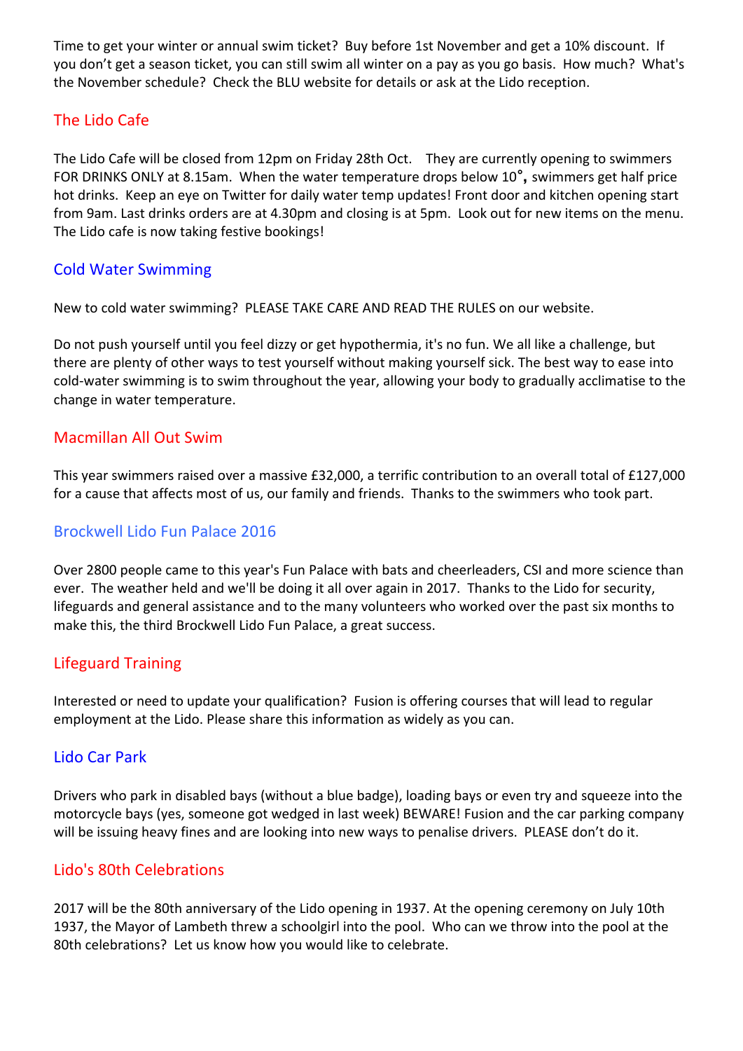Time to get your winter or annual swim ticket? Buy before 1st November and get a 10% discount. If you don't get a season ticket, you can still swim all winter on a pay as you go basis. How much? What's the November schedule? Check the BLU website for details or ask at the Lido reception.

## The Lido Cafe

The Lido Cafe will be closed from 12pm on Friday 28th Oct. They are currently opening to swimmers FOR DRINKS ONLY at 8.15am. When the water temperature drops below 10°**,** swimmers get half price hot drinks. Keep an eye on Twitter for daily water temp updates! Front door and kitchen opening start from 9am. Last drinks orders are at 4.30pm and closing is at 5pm. Look out for new items on the menu. The Lido cafe is now taking festive bookings!

## Cold Water Swimming

New to cold water swimming? PLEASE TAKE CARE AND READ THE RULES on our website.

Do not push yourself until you feel dizzy or get hypothermia, it's no fun. We all like a challenge, but there are plenty of other ways to test yourself without making yourself sick. The best way to ease into cold-water swimming is to swim throughout the year, allowing your body to gradually acclimatise to the change in water temperature.

## Macmillan All Out Swim

This year swimmers raised over a massive £32,000, a terrific contribution to an overall total of £127,000 for a cause that affects most of us, our family and friends. Thanks to the swimmers who took part.

## Brockwell Lido Fun Palace 2016

Over 2800 people came to this year's Fun Palace with bats and cheerleaders, CSI and more science than ever. The weather held and we'll be doing it all over again in 2017. Thanks to the Lido for security, lifeguards and general assistance and to the many volunteers who worked over the past six months to make this, the third Brockwell Lido Fun Palace, a great success.

## Lifeguard Training

Interested or need to update your qualification? Fusion is offering courses that will lead to regular employment at the Lido. Please share this information as widely as you can.

## Lido Car Park

Drivers who park in disabled bays (without a blue badge), loading bays or even try and squeeze into the motorcycle bays (yes, someone got wedged in last week) BEWARE! Fusion and the car parking company will be issuing heavy fines and are looking into new ways to penalise drivers. PLEASE don't do it.

## Lido's 80th Celebrations

2017 will be the 80th anniversary of the Lido opening in 1937. At the opening ceremony on July 10th 1937, the Mayor of Lambeth threw a schoolgirl into the pool. Who can we throw into the pool at the 80th celebrations? Let us know how you would like to celebrate.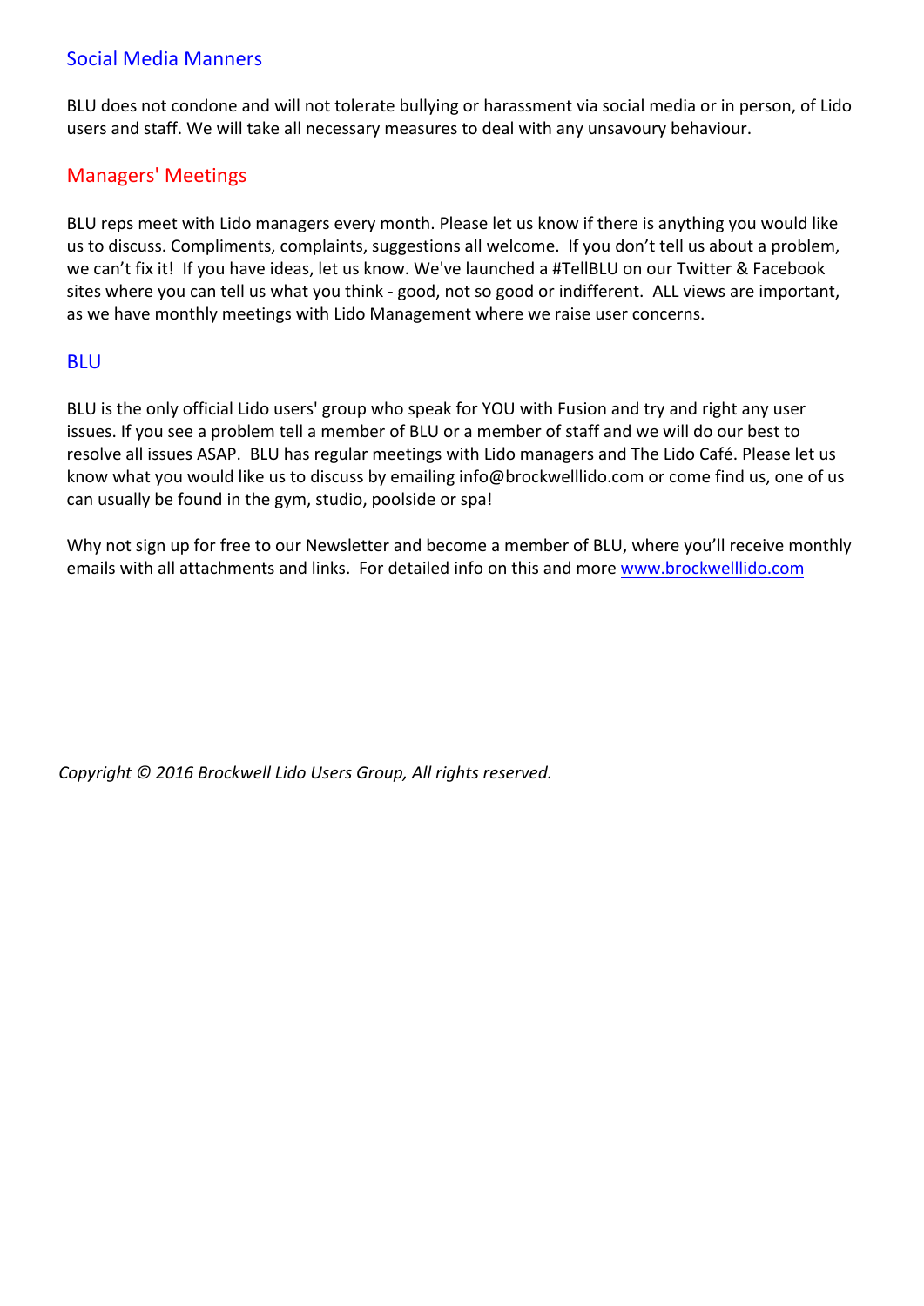## Social Media Manners

BLU does not condone and will not tolerate bullying or harassment via social media or in person, of Lido users and staff. We will take all necessary measures to deal with any unsavoury behaviour.

## Managers' Meetings

BLU reps meet with Lido managers every month. Please let us know if there is anything you would like us to discuss. Compliments, complaints, suggestions all welcome. If you don't tell us about a problem, we can't fix it! If you have ideas, let us know. We've launched a #TellBLU on our Twitter & Facebook sites where you can tell us what you think - good, not so good or indifferent. ALL views are important, as we have monthly meetings with Lido Management where we raise user concerns.

## BLU

BLU is the only official Lido users' group who speak for YOU with Fusion and try and right any user issues. If you see a problem tell a member of BLU or a member of staff and we will do our best to resolve all issues ASAP. BLU has regular meetings with Lido managers and The Lido Café. Please let us know what you would like us to discuss by emailing info@brockwelllido.com or come find us, one of us can usually be found in the gym, studio, poolside or spa!

Why not sign up for free to our Newsletter and become a member of BLU, where you'll receive monthly emails with all attachments and links. For detailed info on this and more [www.brockwelllido.com](http://www.brockwelllido.com)

*Copyright © 2016 Brockwell Lido Users Group, All rights reserved.*